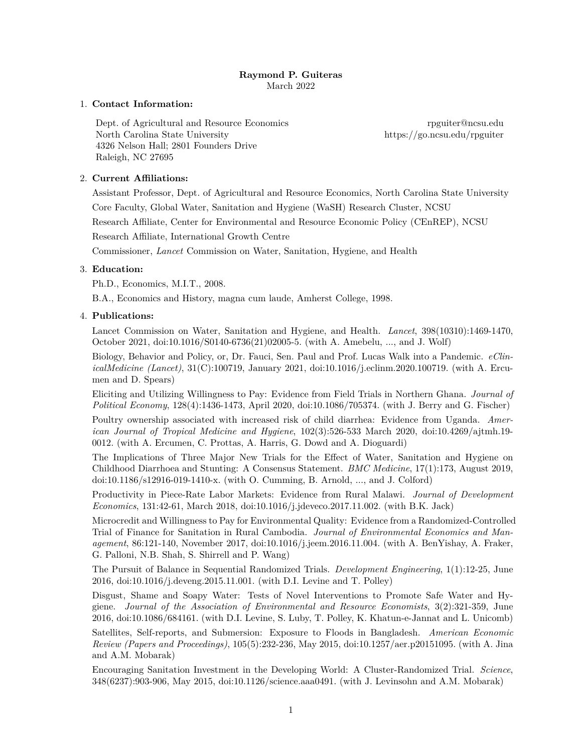**Raymond P. Guiteras**
March 2022

1. **Contact Information:**

   Dept. of Agricultural and Resource Economics
   North Carolina State University
   4326 Nelson Hall; 2801 Founders Drive
   Raleigh, NC 27695

   rpguiter@ncsu.edu
   https://go.ncsu.edu/rpguiter

2. **Current Affiliations:**

   Assistant Professor, Dept. of Agricultural and Resource Economics, North Carolina State University

   Core Faculty, Global Water, Sanitation and Hygiene (WaSH) Research Cluster, NCSU

   Research Affiliate, Center for Environmental and Resource Economic Policy (CEnREP), NCSU

   Research Affiliate, International Growth Centre

   Commissioner, *Lancet* Commission on Water, Sanitation, Hygiene, and Health

3. **Education:**

   Ph.D., Economics, M.I.T., 2008.

   B.A., Economics and History, magna cum laude, Amherst College, 1998.

4. **Publications:**

   Lancet Commission on Water, Sanitation and Hygiene, and Health. *Lancet*, 398(10310):1469-1470, October 2021, doi:10.1016/S0140-6736(21)02005-5. (with A. Amebelu, ..., and J. Wolf)

   Biology, Behavior and Policy, or, Dr. Fauci, Sen. Paul and Prof. Lucas Walk into a Pandemic. *eClinicalMedicine (Lancet)*, 31(C):100719, January 2021, doi:10.1016/j.eclinm.2020.100719. (with A. Ercumen and D. Spears)

   Eliciting and Utilizing Willingness to Pay: Evidence from Field Trials in Northern Ghana. *Journal of Political Economy*, 128(4):1436-1473, April 2020, doi:10.1086/705374. (with J. Berry and G. Fischer)

   Poultry ownership associated with increased risk of child diarrhea: Evidence from Uganda. *American Journal of Tropical Medicine and Hygiene*, 102(3):526-533 March 2020, doi:10.4269/ajtmh.19-0012. (with A. Ercumen, C. Prottas, A. Harris, G. Dowd and A. Dioguardi)

   The Implications of Three Major New Trials for the Effect of Water, Sanitation and Hygiene on Childhood Diarrhoea and Stunting: A Consensus Statement. *BMC Medicine*, 17(1):173, August 2019, doi:10.1186/s12916-019-1410-x. (with O. Cumming, B. Arnold, ..., and J. Colford)

   Productivity in Piece-Rate Labor Markets: Evidence from Rural Malawi. *Journal of Development Economics*, 131:42-61, March 2018, doi:10.1016/j.jdeveco.2017.11.002. (with B.K. Jack)

   Microcredit and Willingness to Pay for Environmental Quality: Evidence from a Randomized-Controlled Trial of Finance for Sanitation in Rural Cambodia. *Journal of Environmental Economics and Management*, 86:121-140, November 2017, doi:10.1016/j.jeem.2016.11.004. (with A. BenYishay, A. Fraker, G. Palloni, N.B. Shah, S. Shirrell and P. Wang)

   The Pursuit of Balance in Sequential Randomized Trials. *Development Engineering*, 1(1):12-25, June 2016, doi:10.1016/j.deveng.2015.11.001. (with D.I. Levine and T. Polley)

   Disgust, Shame and Soapy Water: Tests of Novel Interventions to Promote Safe Water and Hygiene. *Journal of the Association of Environmental and Resource Economists*, 3(2):321-359, June 2016, doi:10.1086/684161. (with D.I. Levine, S. Luby, T. Polley, K. Khatun-e-Jannat and L. Unicomb)

   Satellites, Self-reports, and Submersion: Exposure to Floods in Bangladesh. *American Economic Review (Papers and Proceedings)*, 105(5):232-236, May 2015, doi:10.1257/aer.p20151095. (with A. Jina and A.M. Mobarak)

   Encouraging Sanitation Investment in the Developing World: A Cluster-Randomized Trial. *Science*, 348(6237):903-906, May 2015, doi:10.1126/science.aaa0491. (with J. Levinsohn and A.M. Mobarak)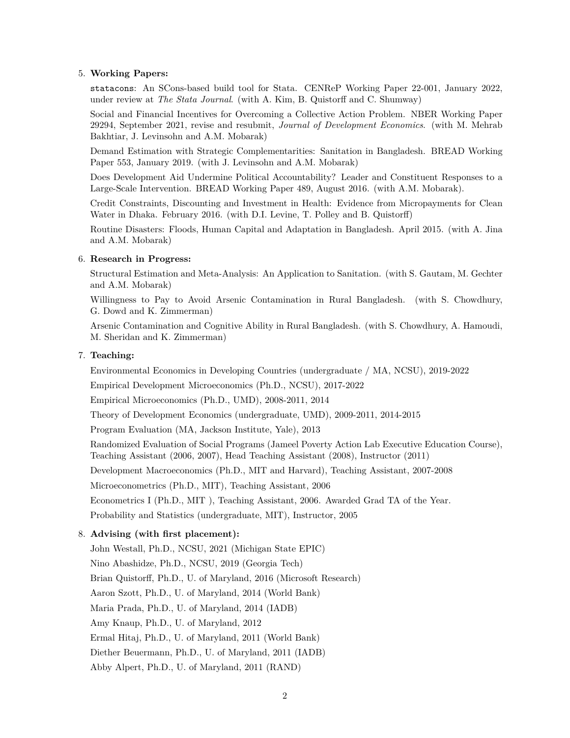5. **Working Papers:**

   `statacons`: An SCons-based build tool for Stata. CENReP Working Paper 22-001, January 2022, under review at *The Stata Journal*. (with A. Kim, B. Quistorff and C. Shumway)

   Social and Financial Incentives for Overcoming a Collective Action Problem. NBER Working Paper 29294, September 2021, revise and resubmit, *Journal of Development Economics*. (with M. Mehrab Bakhtiar, J. Levinsohn and A.M. Mobarak)

   Demand Estimation with Strategic Complementarities: Sanitation in Bangladesh. BREAD Working Paper 553, January 2019. (with J. Levinsohn and A.M. Mobarak)

   Does Development Aid Undermine Political Accountability? Leader and Constituent Responses to a Large-Scale Intervention. BREAD Working Paper 489, August 2016. (with A.M. Mobarak).

   Credit Constraints, Discounting and Investment in Health: Evidence from Micropayments for Clean Water in Dhaka. February 2016. (with D.I. Levine, T. Polley and B. Quistorff)

   Routine Disasters: Floods, Human Capital and Adaptation in Bangladesh. April 2015. (with A. Jina and A.M. Mobarak)

6. **Research in Progress:**

   Structural Estimation and Meta-Analysis: An Application to Sanitation. (with S. Gautam, M. Gechter and A.M. Mobarak)

   Willingness to Pay to Avoid Arsenic Contamination in Rural Bangladesh. (with S. Chowdhury, G. Dowd and K. Zimmerman)

   Arsenic Contamination and Cognitive Ability in Rural Bangladesh. (with S. Chowdhury, A. Hamoudi, M. Sheridan and K. Zimmerman)

7. **Teaching:**

   Environmental Economics in Developing Countries (undergraduate / MA, NCSU), 2019-2022

   Empirical Development Microeconomics (Ph.D., NCSU), 2017-2022

   Empirical Microeconomics (Ph.D., UMD), 2008-2011, 2014

   Theory of Development Economics (undergraduate, UMD), 2009-2011, 2014-2015

   Program Evaluation (MA, Jackson Institute, Yale), 2013

   Randomized Evaluation of Social Programs (Jameel Poverty Action Lab Executive Education Course), Teaching Assistant (2006, 2007), Head Teaching Assistant (2008), Instructor (2011)

   Development Macroeconomics (Ph.D., MIT and Harvard), Teaching Assistant, 2007-2008

   Microeconometrics (Ph.D., MIT), Teaching Assistant, 2006

   Econometrics I (Ph.D., MIT ), Teaching Assistant, 2006. Awarded Grad TA of the Year.

   Probability and Statistics (undergraduate, MIT), Instructor, 2005

8. **Advising (with first placement):**

   John Westall, Ph.D., NCSU, 2021 (Michigan State EPIC)

   Nino Abashidze, Ph.D., NCSU, 2019 (Georgia Tech)

   Brian Quistorff, Ph.D., U. of Maryland, 2016 (Microsoft Research)

   Aaron Szott, Ph.D., U. of Maryland, 2014 (World Bank)

   Maria Prada, Ph.D., U. of Maryland, 2014 (IADB)

   Amy Knaup, Ph.D., U. of Maryland, 2012

   Ermal Hitaj, Ph.D., U. of Maryland, 2011 (World Bank)

   Diether Beuermann, Ph.D., U. of Maryland, 2011 (IADB)

   Abby Alpert, Ph.D., U. of Maryland, 2011 (RAND)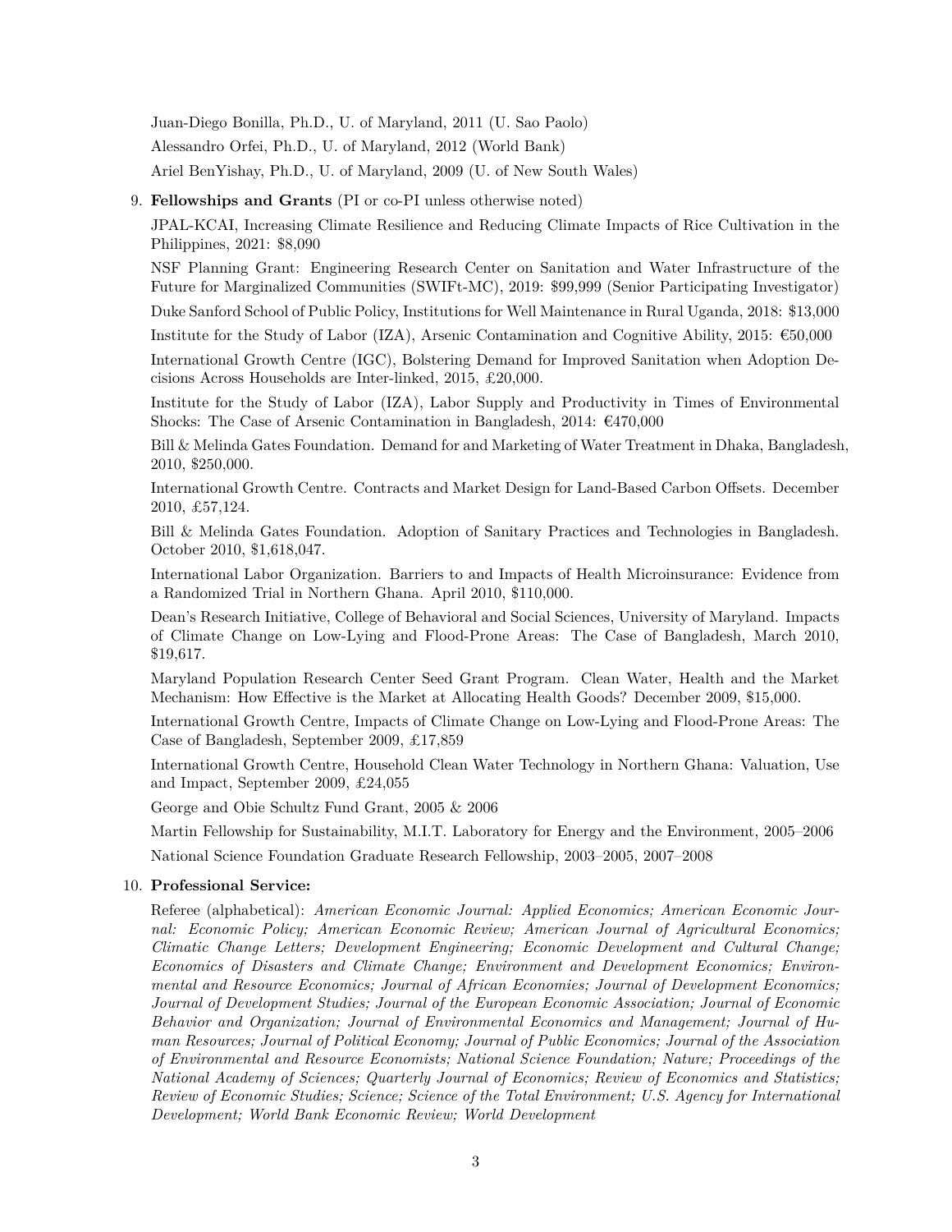Juan-Diego Bonilla, Ph.D., U. of Maryland, 2011 (U. Sao Paolo)

Alessandro Orfei, Ph.D., U. of Maryland, 2012 (World Bank)

Ariel BenYishay, Ph.D., U. of Maryland, 2009 (U. of New South Wales)

9. **Fellowships and Grants** (PI or co-PI unless otherwise noted)

   JPAL-KCAI, Increasing Climate Resilience and Reducing Climate Impacts of Rice Cultivation in the Philippines, 2021: $8,090

   NSF Planning Grant: Engineering Research Center on Sanitation and Water Infrastructure of the Future for Marginalized Communities (SWIFt-MC), 2019: $99,999 (Senior Participating Investigator)

   Duke Sanford School of Public Policy, Institutions for Well Maintenance in Rural Uganda, 2018: $13,000

   Institute for the Study of Labor (IZA), Arsenic Contamination and Cognitive Ability, 2015: €50,000

   International Growth Centre (IGC), Bolstering Demand for Improved Sanitation when Adoption Decisions Across Households are Inter-linked, 2015, £20,000.

   Institute for the Study of Labor (IZA), Labor Supply and Productivity in Times of Environmental Shocks: The Case of Arsenic Contamination in Bangladesh, 2014: €470,000

   Bill & Melinda Gates Foundation. Demand for and Marketing of Water Treatment in Dhaka, Bangladesh, 2010, $250,000.

   International Growth Centre. Contracts and Market Design for Land-Based Carbon Offsets. December 2010, £57,124.

   Bill & Melinda Gates Foundation. Adoption of Sanitary Practices and Technologies in Bangladesh. October 2010, $1,618,047.

   International Labor Organization. Barriers to and Impacts of Health Microinsurance: Evidence from a Randomized Trial in Northern Ghana. April 2010, $110,000.

   Dean's Research Initiative, College of Behavioral and Social Sciences, University of Maryland. Impacts of Climate Change on Low-Lying and Flood-Prone Areas: The Case of Bangladesh, March 2010, $19,617.

   Maryland Population Research Center Seed Grant Program. Clean Water, Health and the Market Mechanism: How Effective is the Market at Allocating Health Goods? December 2009, $15,000.

   International Growth Centre, Impacts of Climate Change on Low-Lying and Flood-Prone Areas: The Case of Bangladesh, September 2009, £17,859

   International Growth Centre, Household Clean Water Technology in Northern Ghana: Valuation, Use and Impact, September 2009, £24,055

   George and Obie Schultz Fund Grant, 2005 & 2006

   Martin Fellowship for Sustainability, M.I.T. Laboratory for Energy and the Environment, 2005–2006

   National Science Foundation Graduate Research Fellowship, 2003–2005, 2007–2008

10. **Professional Service:**

    Referee (alphabetical): *American Economic Journal: Applied Economics; American Economic Journal: Economic Policy; American Economic Review; American Journal of Agricultural Economics; Climatic Change Letters; Development Engineering; Economic Development and Cultural Change; Economics of Disasters and Climate Change; Environment and Development Economics; Environmental and Resource Economics; Journal of African Economies; Journal of Development Economics; Journal of Development Studies; Journal of the European Economic Association; Journal of Economic Behavior and Organization; Journal of Environmental Economics and Management; Journal of Human Resources; Journal of Political Economy; Journal of Public Economics; Journal of the Association of Environmental and Resource Economists; National Science Foundation; Nature; Proceedings of the National Academy of Sciences; Quarterly Journal of Economics; Review of Economics and Statistics; Review of Economic Studies; Science; Science of the Total Environment; U.S. Agency for International Development; World Bank Economic Review; World Development*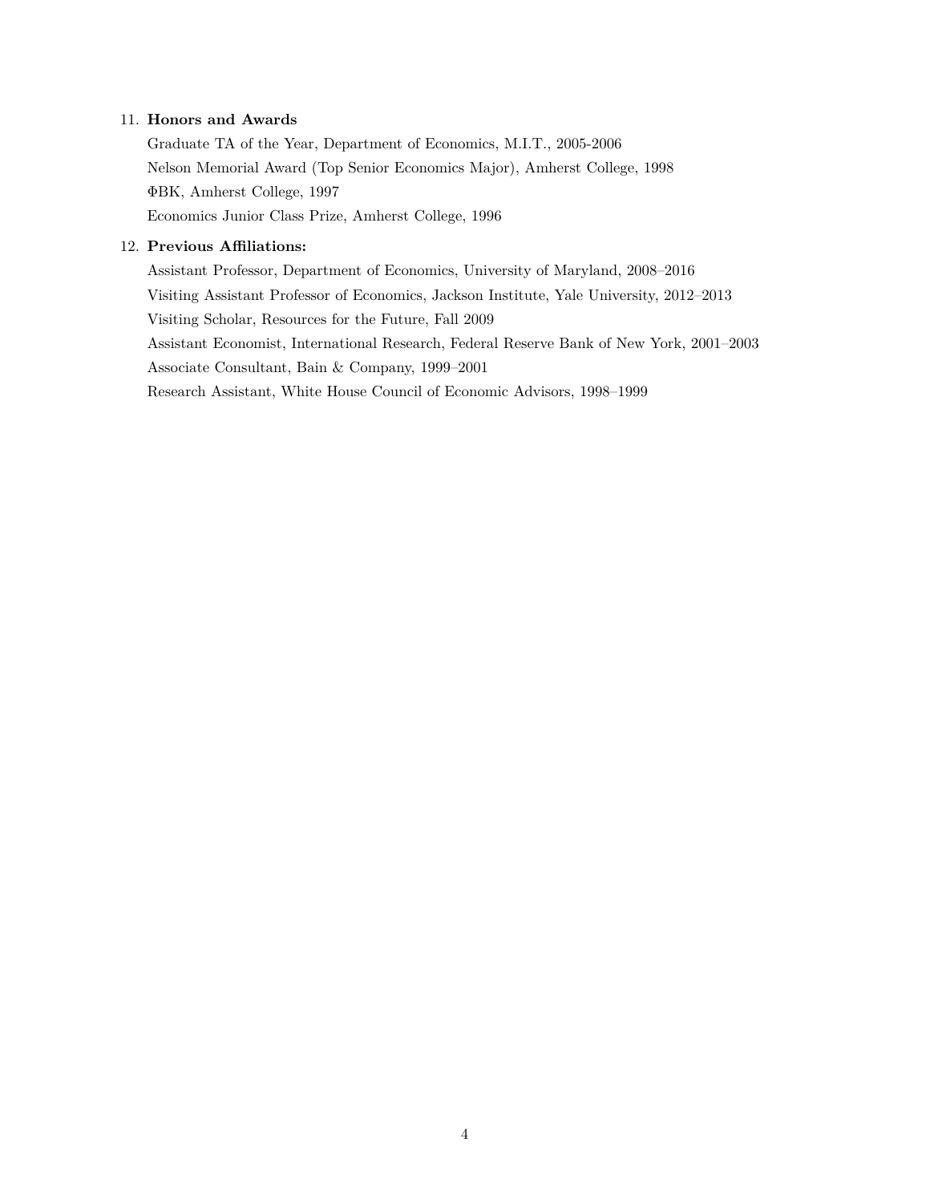11. **Honors and Awards**

    Graduate TA of the Year, Department of Economics, M.I.T., 2005-2006

    Nelson Memorial Award (Top Senior Economics Major), Amherst College, 1998

    ΦBK, Amherst College, 1997

    Economics Junior Class Prize, Amherst College, 1996

12. **Previous Affiliations:**

    Assistant Professor, Department of Economics, University of Maryland, 2008–2016

    Visiting Assistant Professor of Economics, Jackson Institute, Yale University, 2012–2013

    Visiting Scholar, Resources for the Future, Fall 2009

    Assistant Economist, International Research, Federal Reserve Bank of New York, 2001–2003

    Associate Consultant, Bain & Company, 1999–2001

    Research Assistant, White House Council of Economic Advisors, 1998–1999